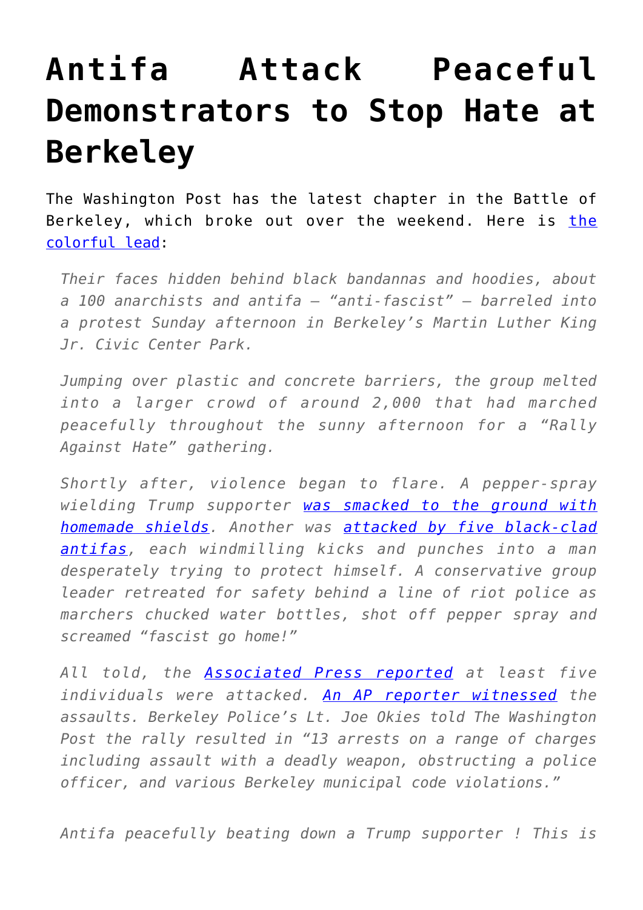# Antifa Attack Peaceful Demonstrators to Stop Hate at Berkeley

The Washington Post has the latest chapter in the Battle of Berkeley, which broke out over the weekend. Here is [the colorful lead]:

> *Their faces hidden behind black bandannas and hoodies, about a 100 anarchists and antifa — "anti-fascist" — barreled into a protest Sunday afternoon in Berkeley's Martin Luther King Jr. Civic Center Park.*
>
> *Jumping over plastic and concrete barriers, the group melted into a larger crowd of around 2,000 that had marched peacefully throughout the sunny afternoon for a "Rally Against Hate" gathering.*
>
> *Shortly after, violence began to flare. A pepper-spray wielding Trump supporter [was smacked to the ground with homemade shields]. Another was [attacked by five black-clad antifas], each windmilling kicks and punches into a man desperately trying to protect himself. A conservative group leader retreated for safety behind a line of riot police as marchers chucked water bottles, shot off pepper spray and screamed "fascist go home!"*
>
> *All told, the [Associated Press reported] at least five individuals were attacked. [An AP reporter witnessed] the assaults. Berkeley Police's Lt. Joe Okies told The Washington Post the rally resulted in "13 arrests on a range of charges including assault with a deadly weapon, obstructing a police officer, and various Berkeley municipal code violations."*

*Antifa peacefully beating down a Trump supporter ! This is*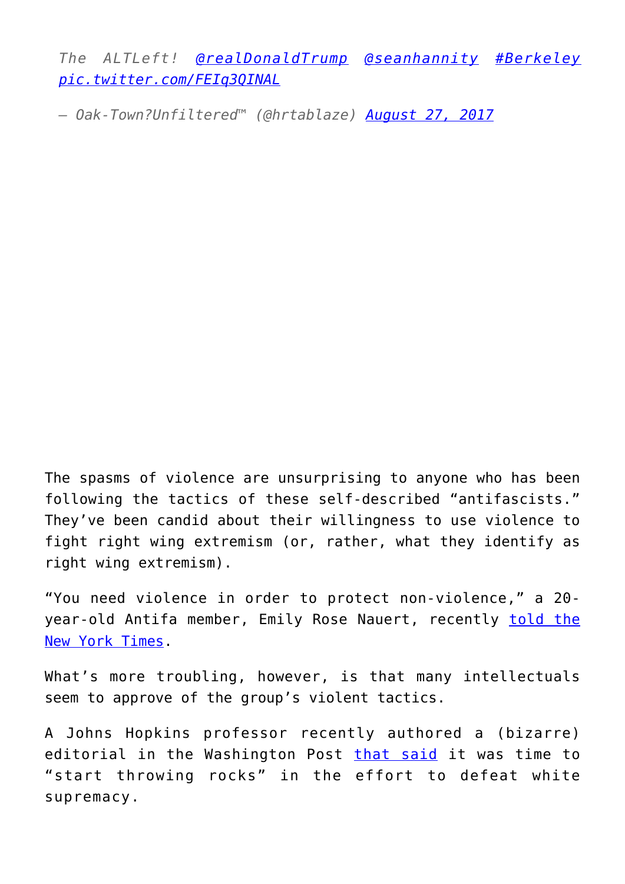*The ALTLeft! @realDonaldTrump @seanhannity #Berkeley pic.twitter.com/FEIq3QINAL*

*— Oak-Town?Unfiltered™ (@hrtablaze) August 27, 2017*

The spasms of violence are unsurprising to anyone who has been following the tactics of these self-described "antifascists." They've been candid about their willingness to use violence to fight right wing extremism (or, rather, what they identify as right wing extremism).

"You need violence in order to protect non-violence," a 20-year-old Antifa member, Emily Rose Nauert, recently told the New York Times.

What's more troubling, however, is that many intellectuals seem to approve of the group's violent tactics.

A Johns Hopkins professor recently authored a (bizarre) editorial in the Washington Post that said it was time to "start throwing rocks" in the effort to defeat white supremacy.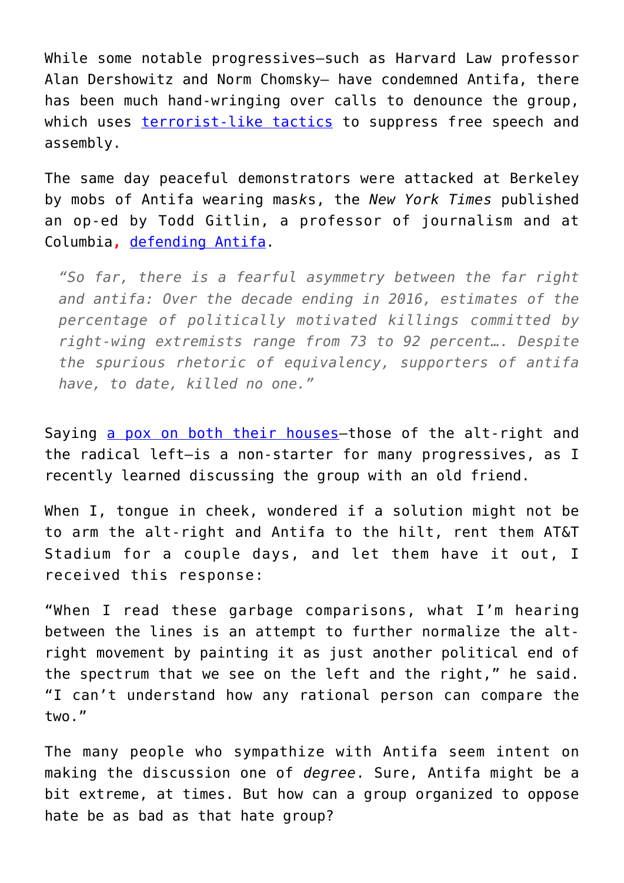While some notable progressives—such as Harvard Law professor Alan Dershowitz and Norm Chomsky— have condemned Antifa, there has been much hand-wringing over calls to denounce the group, which uses terrorist-like tactics to suppress free speech and assembly.

The same day peaceful demonstrators were attacked at Berkeley by mobs of Antifa wearing masks, the *New York Times* published an op-ed by Todd Gitlin, a professor of journalism and at Columbia, defending Antifa.

> *"So far, there is a fearful asymmetry between the far right and antifa: Over the decade ending in 2016, estimates of the percentage of politically motivated killings committed by right-wing extremists range from 73 to 92 percent…. Despite the spurious rhetoric of equivalency, supporters of antifa have, to date, killed no one."*

Saying a pox on both their houses—those of the alt-right and the radical left—is a non-starter for many progressives, as I recently learned discussing the group with an old friend.

When I, tongue in cheek, wondered if a solution might not be to arm the alt-right and Antifa to the hilt, rent them AT&T Stadium for a couple days, and let them have it out, I received this response:

"When I read these garbage comparisons, what I'm hearing between the lines is an attempt to further normalize the alt-right movement by painting it as just another political end of the spectrum that we see on the left and the right," he said. "I can't understand how any rational person can compare the two."

The many people who sympathize with Antifa seem intent on making the discussion one of *degree*. Sure, Antifa might be a bit extreme, at times. But how can a group organized to oppose hate be as bad as that hate group?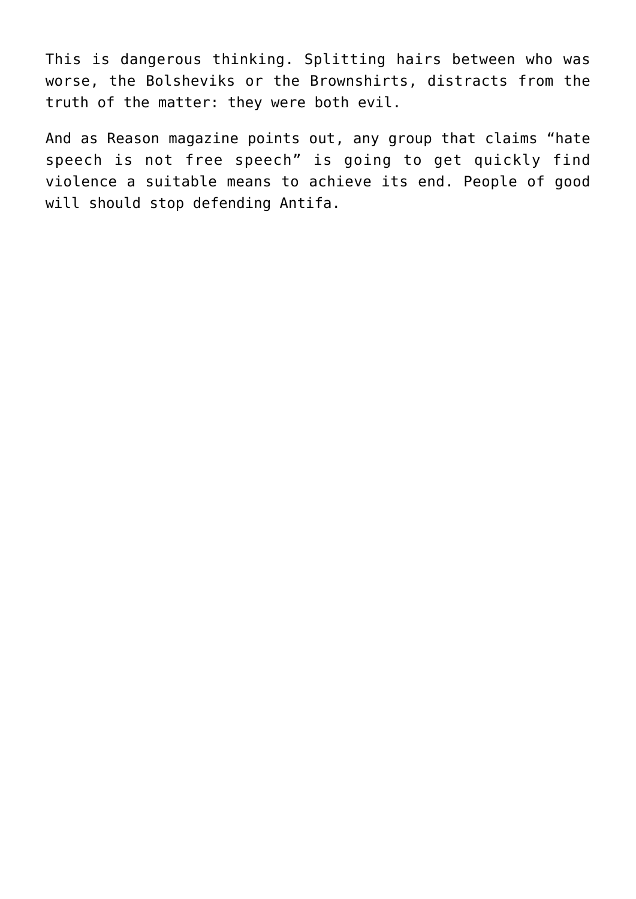This is dangerous thinking. Splitting hairs between who was worse, the Bolsheviks or the Brownshirts, distracts from the truth of the matter: they were both evil.

And as Reason magazine points out, any group that claims "hate speech is not free speech" is going to get quickly find violence a suitable means to achieve its end. People of good will should stop defending Antifa.